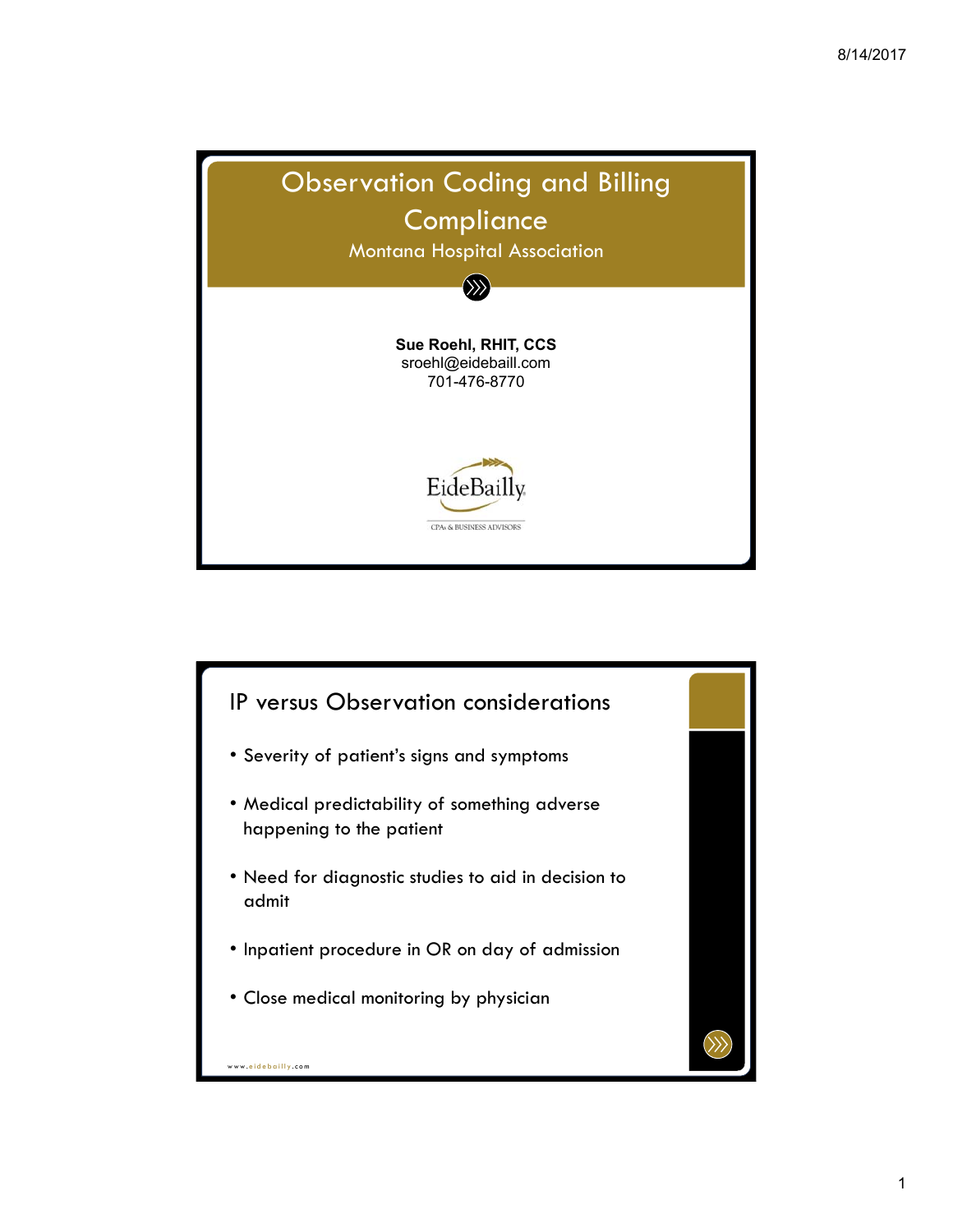# Observation Coding and Billing Compliance

Montana Hospital Association

**Sue Roehl, RHIT, CCS**
sroehl@eidebaill.com
701-476-8770

EideBailly
CPAs & BUSINESS ADVISORS

## IP versus Observation considerations

- Severity of patient's signs and symptoms
- Medical predictability of something adverse happening to the patient
- Need for diagnostic studies to aid in decision to admit
- Inpatient procedure in OR on day of admission
- Close medical monitoring by physician

www.eidebailly.com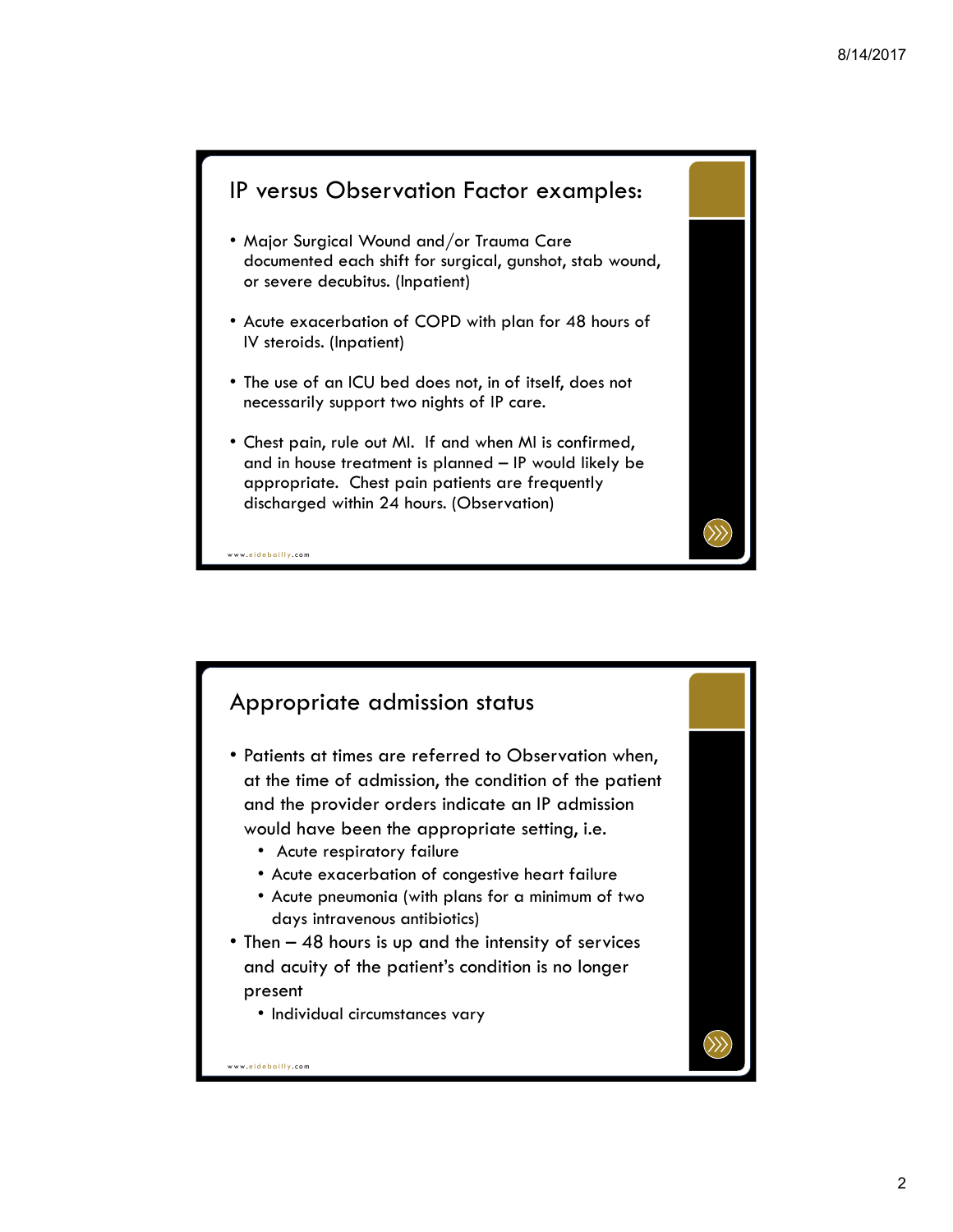## IP versus Observation Factor examples:

- Major Surgical Wound and/or Trauma Care documented each shift for surgical, gunshot, stab wound, or severe decubitus. (Inpatient)
- Acute exacerbation of COPD with plan for 48 hours of IV steroids. (Inpatient)
- The use of an ICU bed does not, in of itself, does not necessarily support two nights of IP care.
- Chest pain, rule out MI. If and when MI is confirmed, and in house treatment is planned – IP would likely be appropriate. Chest pain patients are frequently discharged within 24 hours. (Observation)

www.eidebailly.com

## Appropriate admission status

- Patients at times are referred to Observation when, at the time of admission, the condition of the patient and the provider orders indicate an IP admission would have been the appropriate setting, i.e.
  - Acute respiratory failure
  - Acute exacerbation of congestive heart failure
  - Acute pneumonia (with plans for a minimum of two days intravenous antibiotics)
- Then – 48 hours is up and the intensity of services and acuity of the patient's condition is no longer present
  - Individual circumstances vary

www.eidebailly.com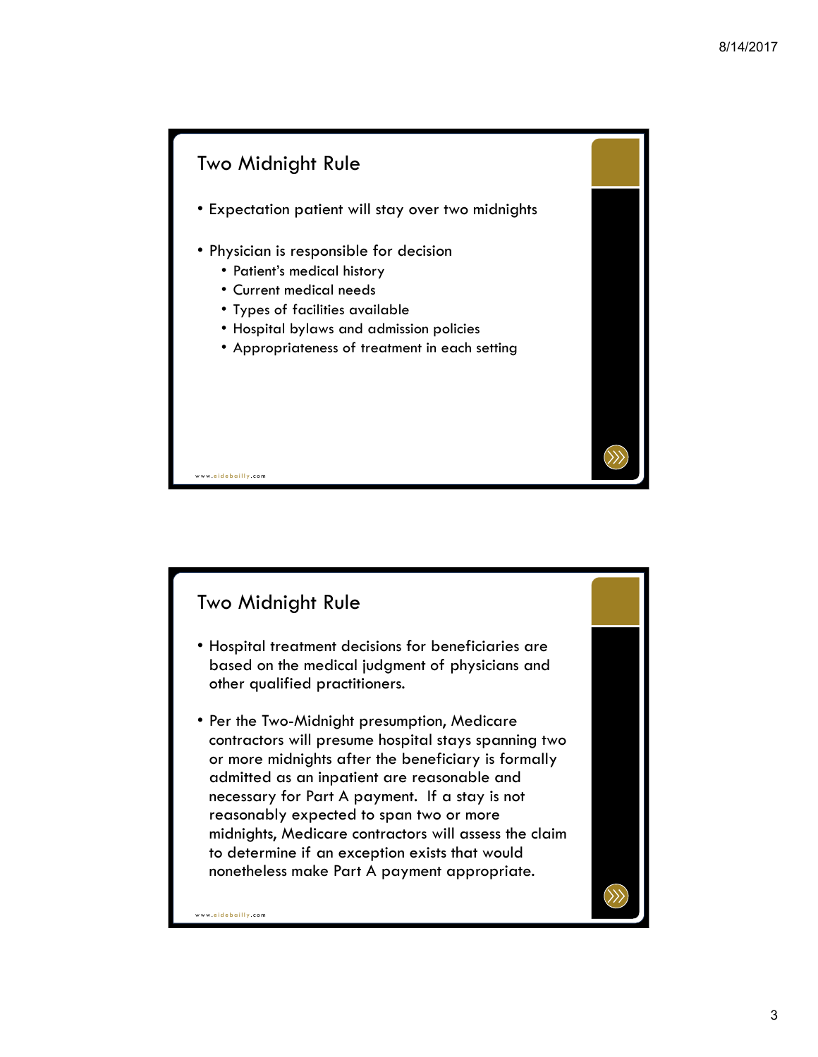## Two Midnight Rule

- Expectation patient will stay over two midnights
- Physician is responsible for decision
  - Patient's medical history
  - Current medical needs
  - Types of facilities available
  - Hospital bylaws and admission policies
  - Appropriateness of treatment in each setting

## Two Midnight Rule

- Hospital treatment decisions for beneficiaries are based on the medical judgment of physicians and other qualified practitioners.
- Per the Two-Midnight presumption, Medicare contractors will presume hospital stays spanning two or more midnights after the beneficiary is formally admitted as an inpatient are reasonable and necessary for Part A payment. If a stay is not reasonably expected to span two or more midnights, Medicare contractors will assess the claim to determine if an exception exists that would nonetheless make Part A payment appropriate.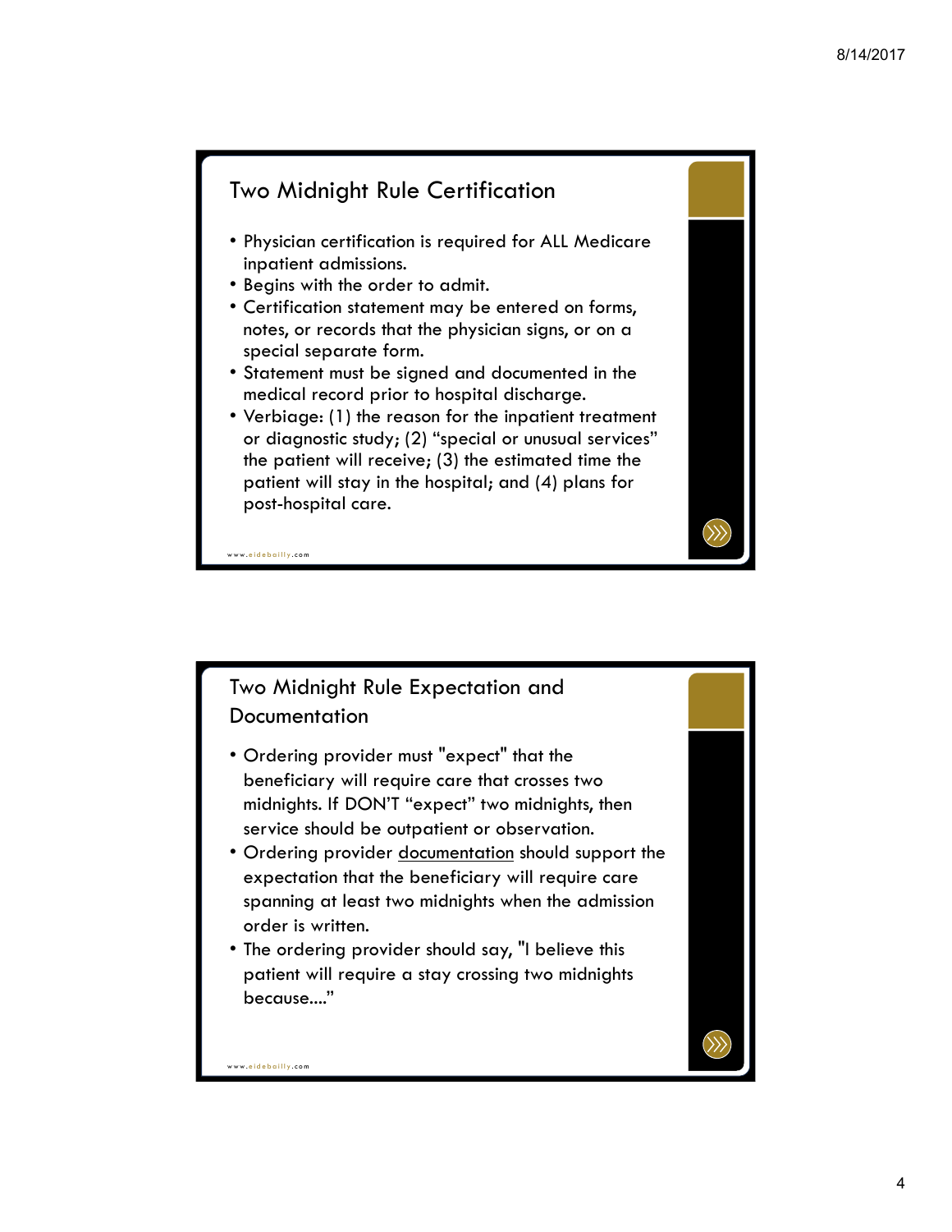## Two Midnight Rule Certification

- Physician certification is required for ALL Medicare inpatient admissions.
- Begins with the order to admit.
- Certification statement may be entered on forms, notes, or records that the physician signs, or on a special separate form.
- Statement must be signed and documented in the medical record prior to hospital discharge.
- Verbiage: (1) the reason for the inpatient treatment or diagnostic study; (2) "special or unusual services" the patient will receive; (3) the estimated time the patient will stay in the hospital; and (4) plans for post-hospital care.

www.eidebailly.com

## Two Midnight Rule Expectation and Documentation

- Ordering provider must "expect" that the beneficiary will require care that crosses two midnights. If DON'T "expect" two midnights, then service should be outpatient or observation.
- Ordering provider documentation should support the expectation that the beneficiary will require care spanning at least two midnights when the admission order is written.
- The ordering provider should say, "I believe this patient will require a stay crossing two midnights because...."

www.eidebailly.com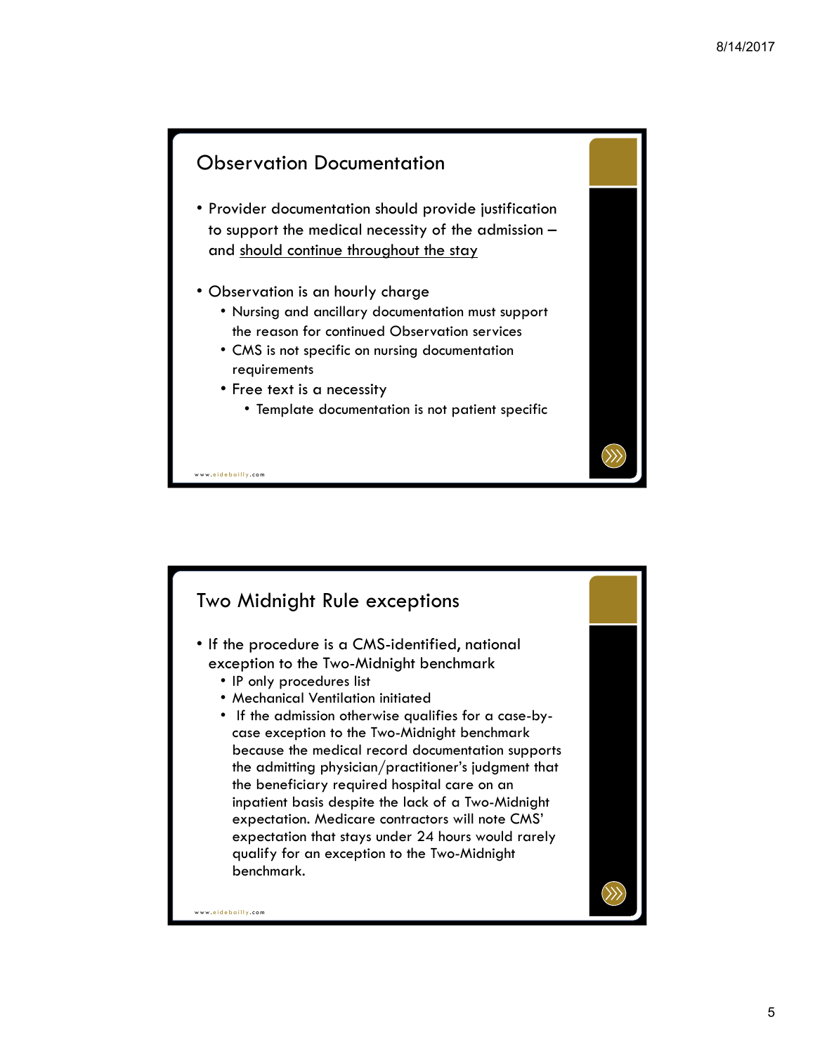## Observation Documentation

- Provider documentation should provide justification to support the medical necessity of the admission – and <u>should continue throughout the stay</u>
- Observation is an hourly charge
  - Nursing and ancillary documentation must support the reason for continued Observation services
  - CMS is not specific on nursing documentation requirements
  - Free text is a necessity
    - Template documentation is not patient specific

www.eidebailly.com

## Two Midnight Rule exceptions

- If the procedure is a CMS-identified, national exception to the Two-Midnight benchmark
  - IP only procedures list
  - Mechanical Ventilation initiated
  - If the admission otherwise qualifies for a case-by-case exception to the Two-Midnight benchmark because the medical record documentation supports the admitting physician/practitioner's judgment that the beneficiary required hospital care on an inpatient basis despite the lack of a Two-Midnight expectation. Medicare contractors will note CMS' expectation that stays under 24 hours would rarely qualify for an exception to the Two-Midnight benchmark.

www.eidebailly.com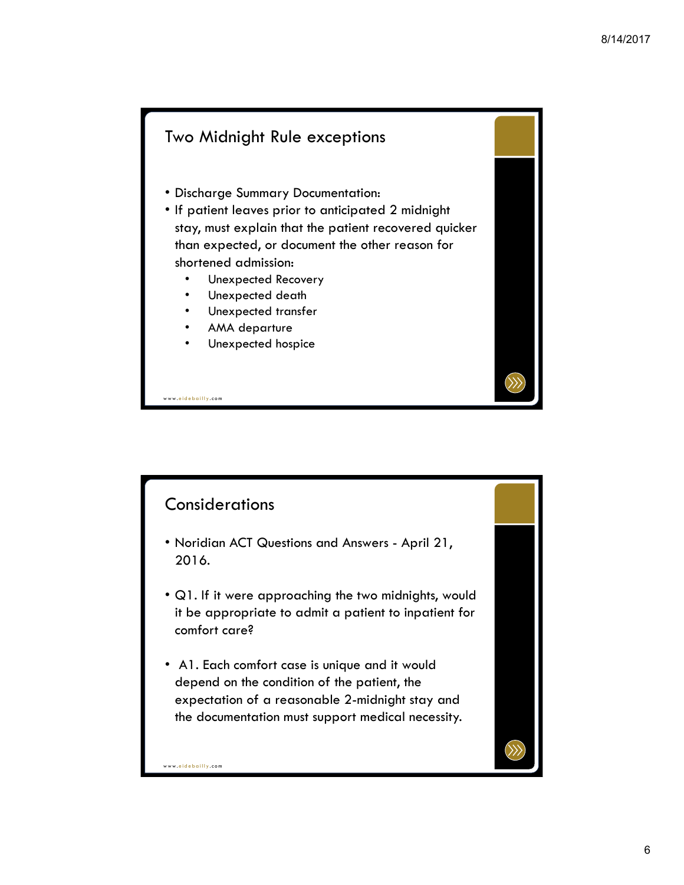## Two Midnight Rule exceptions

- Discharge Summary Documentation:
- If patient leaves prior to anticipated 2 midnight stay, must explain that the patient recovered quicker than expected, or document the other reason for shortened admission:
  - Unexpected Recovery
  - Unexpected death
  - Unexpected transfer
  - AMA departure
  - Unexpected hospice

## Considerations

- Noridian ACT Questions and Answers - April 21, 2016.
- Q1. If it were approaching the two midnights, would it be appropriate to admit a patient to inpatient for comfort care?
- A1. Each comfort case is unique and it would depend on the condition of the patient, the expectation of a reasonable 2-midnight stay and the documentation must support medical necessity.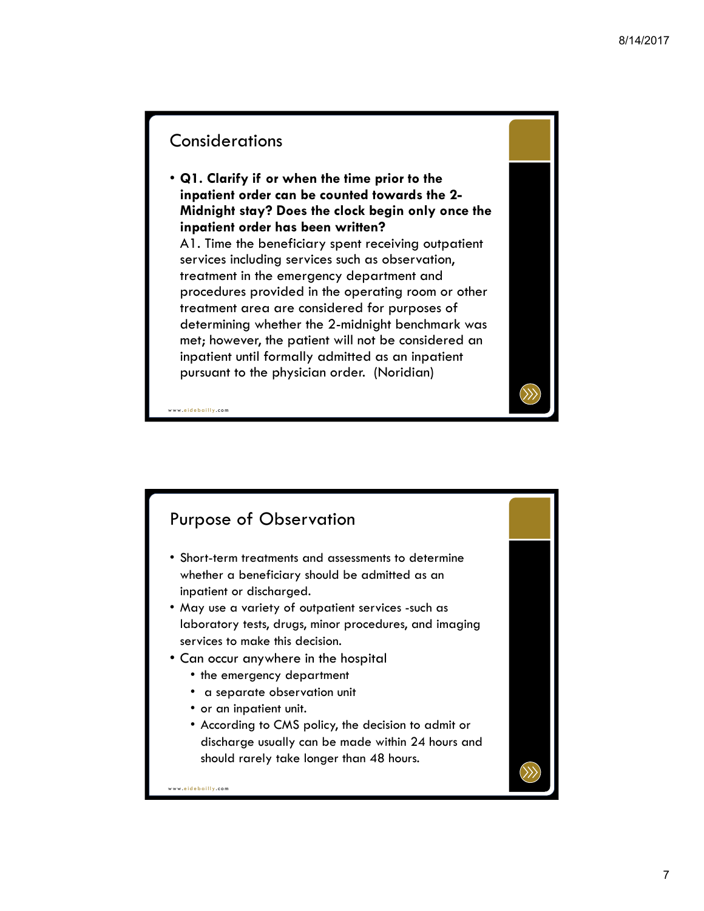## Considerations

- **Q1. Clarify if or when the time prior to the inpatient order can be counted towards the 2-Midnight stay? Does the clock begin only once the inpatient order has been written?**
  A1. Time the beneficiary spent receiving outpatient services including services such as observation, treatment in the emergency department and procedures provided in the operating room or other treatment area are considered for purposes of determining whether the 2-midnight benchmark was met; however, the patient will not be considered an inpatient until formally admitted as an inpatient pursuant to the physician order. (Noridian)

## Purpose of Observation

- Short-term treatments and assessments to determine whether a beneficiary should be admitted as an inpatient or discharged.
- May use a variety of outpatient services -such as laboratory tests, drugs, minor procedures, and imaging services to make this decision.
- Can occur anywhere in the hospital
  - the emergency department
  - a separate observation unit
  - or an inpatient unit.
  - According to CMS policy, the decision to admit or discharge usually can be made within 24 hours and should rarely take longer than 48 hours.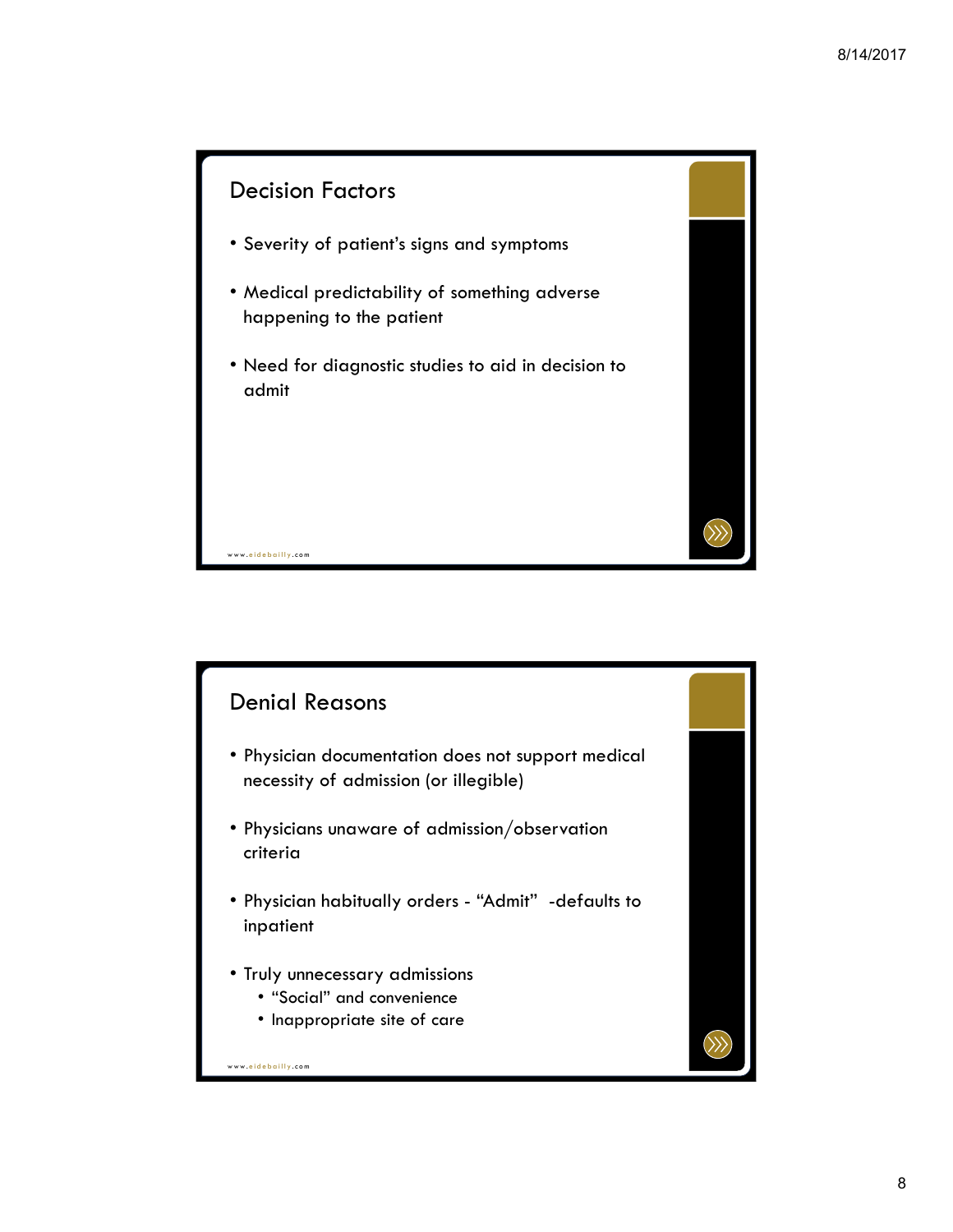## Decision Factors

- Severity of patient's signs and symptoms
- Medical predictability of something adverse happening to the patient
- Need for diagnostic studies to aid in decision to admit

www.eidebailly.com

## Denial Reasons

- Physician documentation does not support medical necessity of admission (or illegible)
- Physicians unaware of admission/observation criteria
- Physician habitually orders - "Admit" -defaults to inpatient
- Truly unnecessary admissions
  - "Social" and convenience
  - Inappropriate site of care

www.eidebailly.com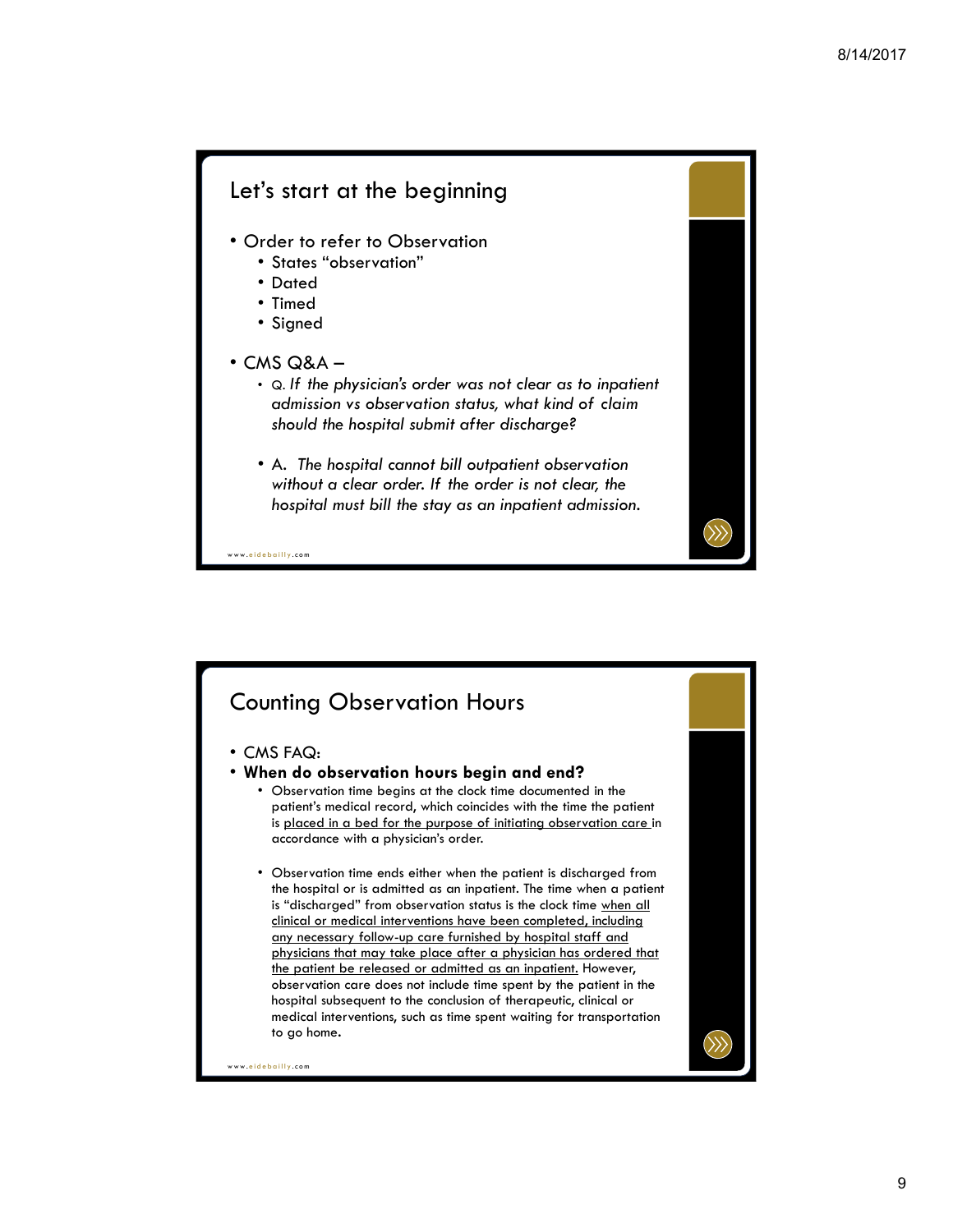## Let's start at the beginning

- Order to refer to Observation
  - States "observation"
  - Dated
  - Timed
  - Signed
- CMS Q&A –
  - Q. *If the physician's order was not clear as to inpatient admission vs observation status, what kind of claim should the hospital submit after discharge?*
  - A. *The hospital cannot bill outpatient observation without a clear order. If the order is not clear, the hospital must bill the stay as an inpatient admission.*

## Counting Observation Hours

- CMS FAQ:
- **When do observation hours begin and end?**
  - Observation time begins at the clock time documented in the patient's medical record, which coincides with the time the patient is placed in a bed for the purpose of initiating observation care in accordance with a physician's order.
  - Observation time ends either when the patient is discharged from the hospital or is admitted as an inpatient. The time when a patient is "discharged" from observation status is the clock time when all clinical or medical interventions have been completed, including any necessary follow-up care furnished by hospital staff and physicians that may take place after a physician has ordered that the patient be released or admitted as an inpatient. However, observation care does not include time spent by the patient in the hospital subsequent to the conclusion of therapeutic, clinical or medical interventions, such as time spent waiting for transportation to go home.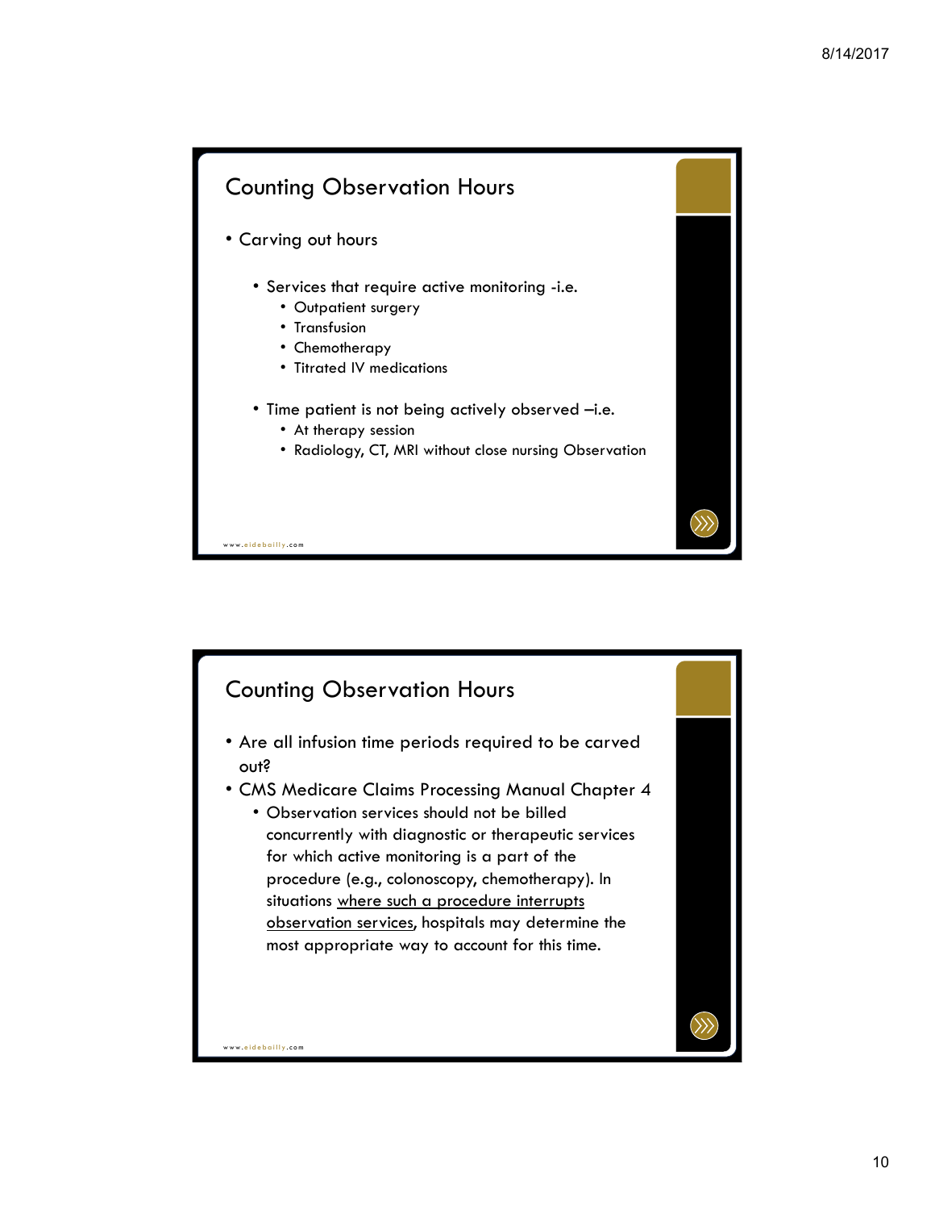## Counting Observation Hours

- Carving out hours
  - Services that require active monitoring -i.e.
    - Outpatient surgery
    - Transfusion
    - Chemotherapy
    - Titrated IV medications
  - Time patient is not being actively observed –i.e.
    - At therapy session
    - Radiology, CT, MRI without close nursing Observation

## Counting Observation Hours

- Are all infusion time periods required to be carved out?
- CMS Medicare Claims Processing Manual Chapter 4
  - Observation services should not be billed concurrently with diagnostic or therapeutic services for which active monitoring is a part of the procedure (e.g., colonoscopy, chemotherapy). In situations where such a procedure interrupts observation services, hospitals may determine the most appropriate way to account for this time.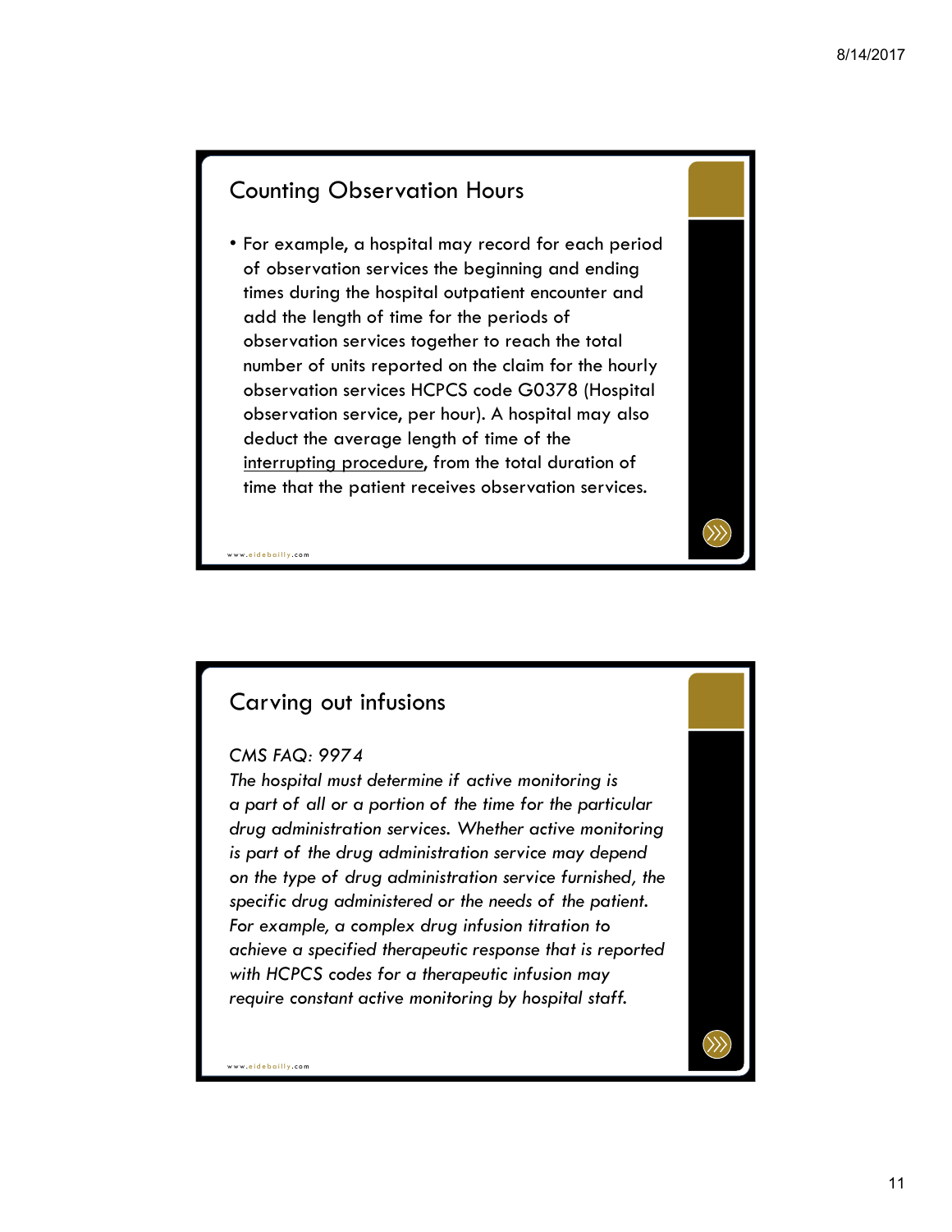## Counting Observation Hours

- For example, a hospital may record for each period of observation services the beginning and ending times during the hospital outpatient encounter and add the length of time for the periods of observation services together to reach the total number of units reported on the claim for the hourly observation services HCPCS code G0378 (Hospital observation service, per hour). A hospital may also deduct the average length of time of the interrupting procedure, from the total duration of time that the patient receives observation services.

## Carving out infusions

*CMS FAQ: 9974*

*The hospital must determine if active monitoring is a part of all or a portion of the time for the particular drug administration services. Whether active monitoring is part of the drug administration service may depend on the type of drug administration service furnished, the specific drug administered or the needs of the patient. For example, a complex drug infusion titration to achieve a specified therapeutic response that is reported with HCPCS codes for a therapeutic infusion may require constant active monitoring by hospital staff.*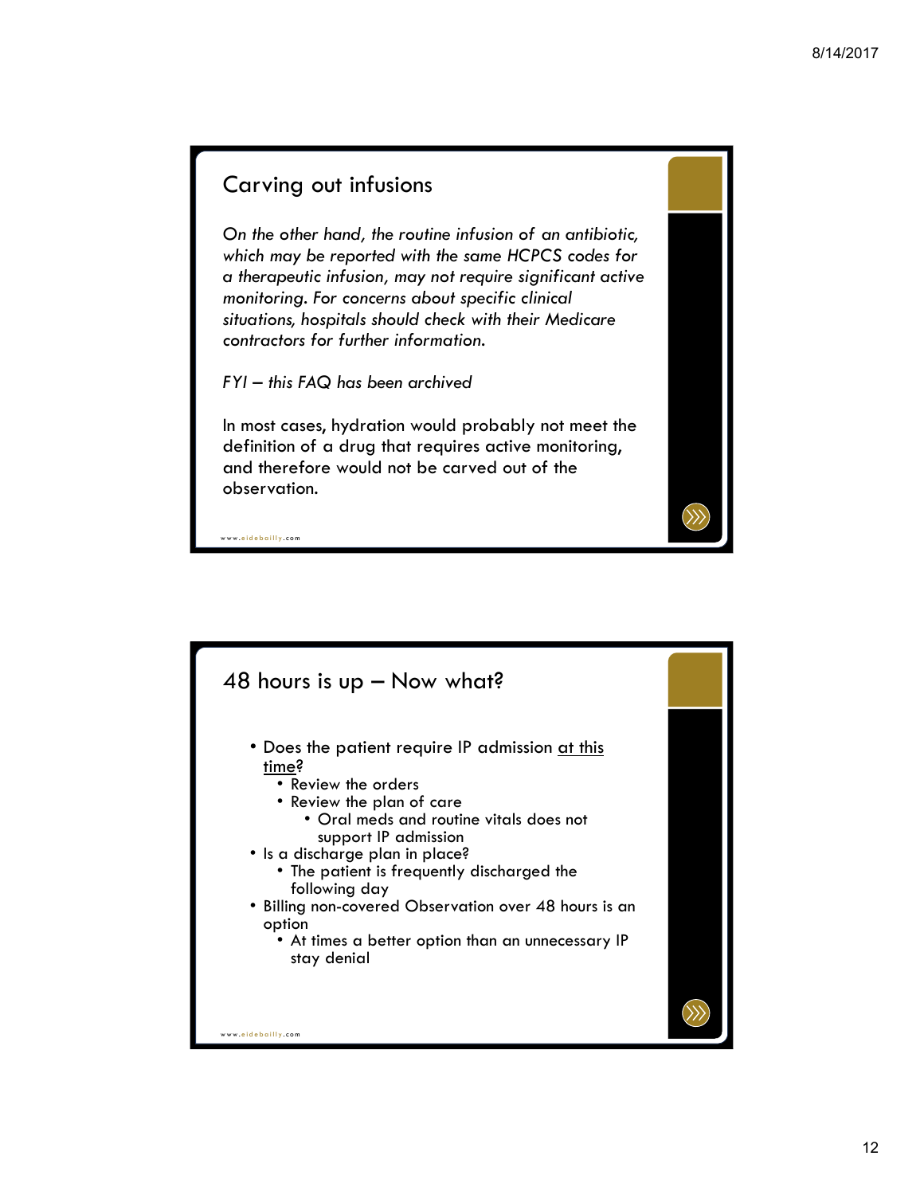## Carving out infusions

*On the other hand, the routine infusion of an antibiotic, which may be reported with the same HCPCS codes for a therapeutic infusion, may not require significant active monitoring. For concerns about specific clinical situations, hospitals should check with their Medicare contractors for further information.*

*FYI – this FAQ has been archived*

In most cases, hydration would probably not meet the definition of a drug that requires active monitoring, and therefore would not be carved out of the observation.

## 48 hours is up – Now what?

- Does the patient require IP admission <u>at this time</u>?
  - Review the orders
  - Review the plan of care
    - Oral meds and routine vitals does not support IP admission
- Is a discharge plan in place?
  - The patient is frequently discharged the following day
- Billing non-covered Observation over 48 hours is an option
  - At times a better option than an unnecessary IP stay denial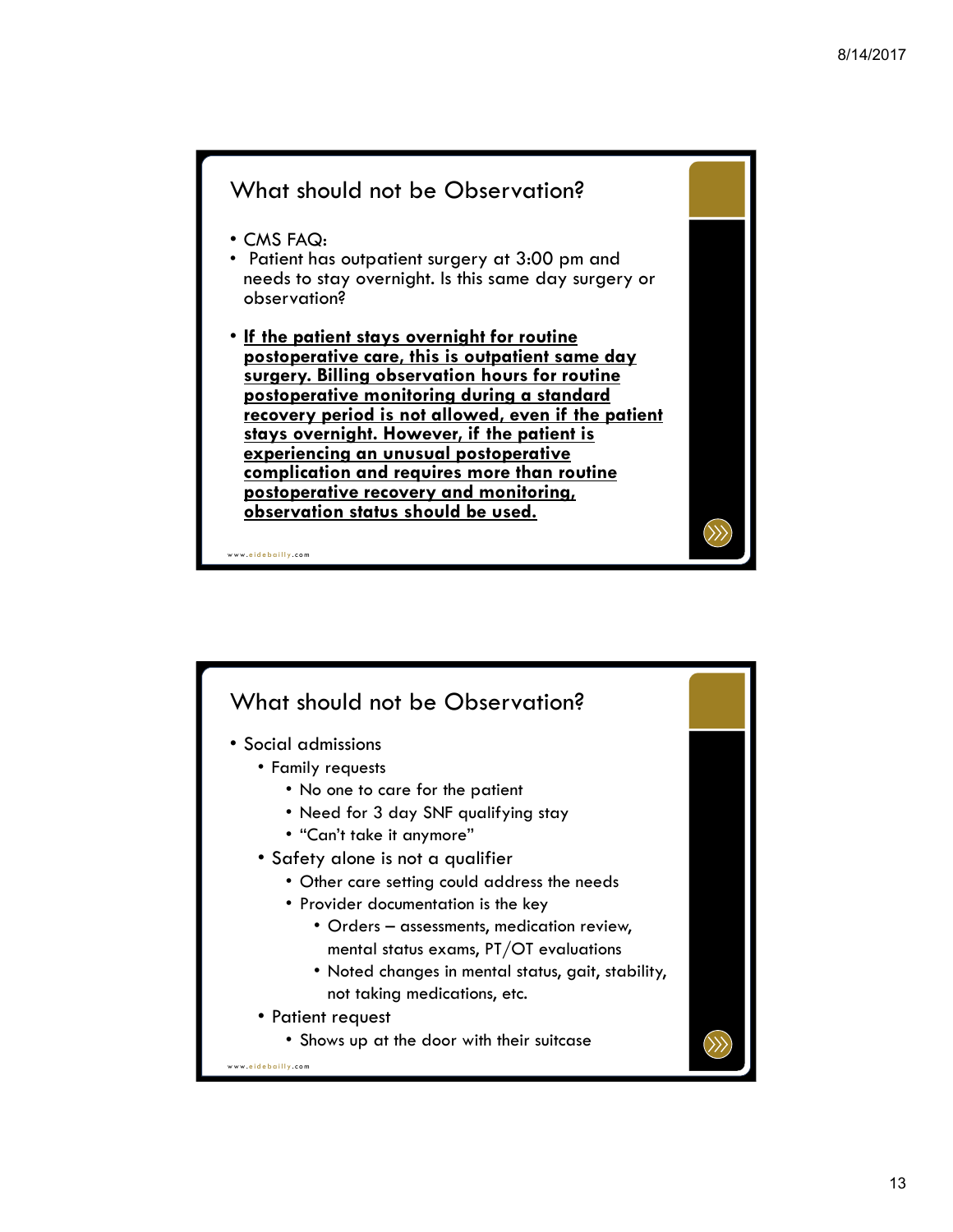## What should not be Observation?

- CMS FAQ:
- Patient has outpatient surgery at 3:00 pm and needs to stay overnight. Is this same day surgery or observation?
- **If the patient stays overnight for routine postoperative care, this is outpatient same day surgery. Billing observation hours for routine postoperative monitoring during a standard recovery period is not allowed, even if the patient stays overnight. However, if the patient is experiencing an unusual postoperative complication and requires more than routine postoperative recovery and monitoring, observation status should be used.**

www.eidebailly.com

## What should not be Observation?

- Social admissions
  - Family requests
    - No one to care for the patient
    - Need for 3 day SNF qualifying stay
    - "Can't take it anymore"
  - Safety alone is not a qualifier
    - Other care setting could address the needs
    - Provider documentation is the key
      - Orders – assessments, medication review, mental status exams, PT/OT evaluations
      - Noted changes in mental status, gait, stability, not taking medications, etc.
  - Patient request
    - Shows up at the door with their suitcase

www.eidebailly.com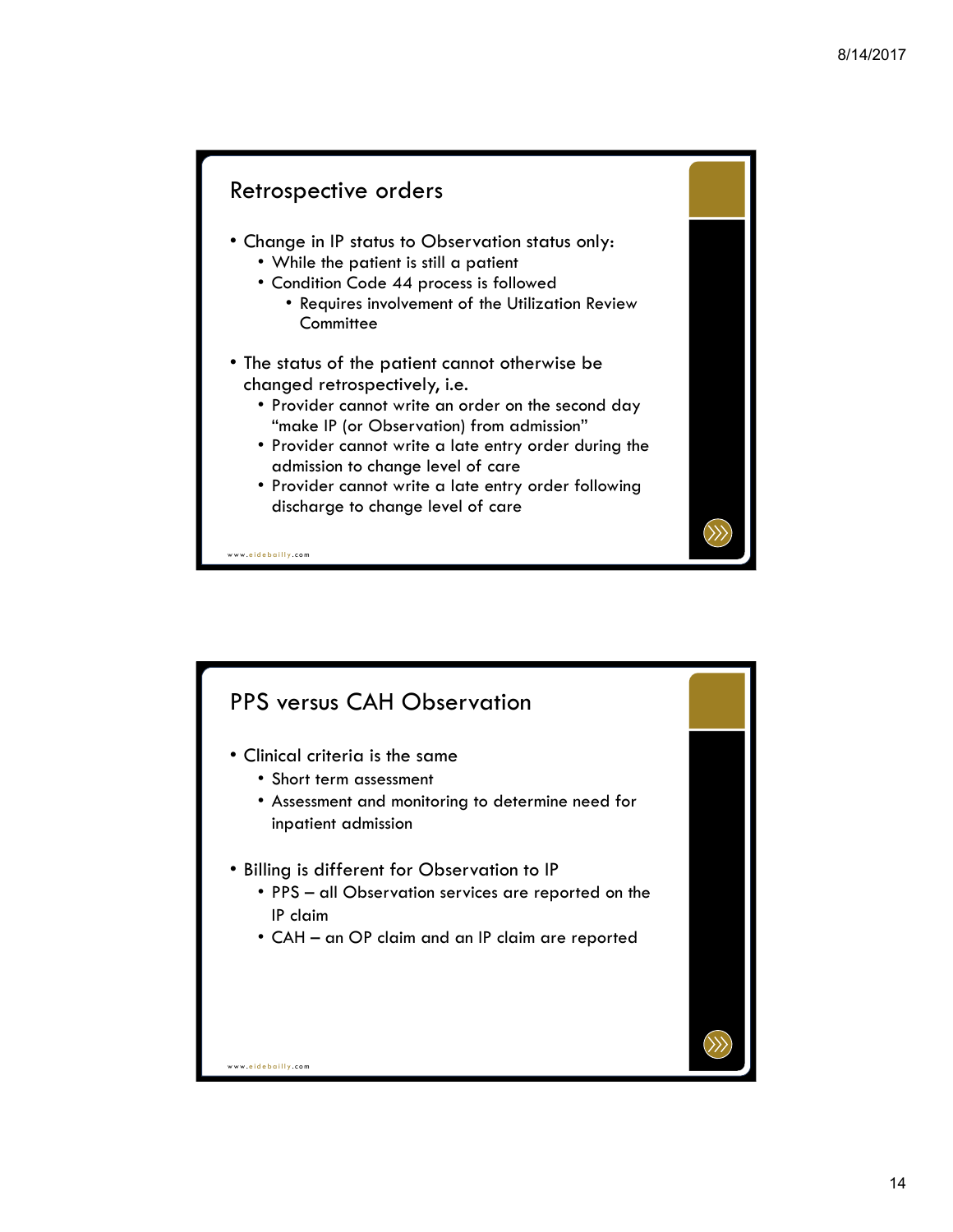## Retrospective orders

- Change in IP status to Observation status only:
  - While the patient is still a patient
  - Condition Code 44 process is followed
    - Requires involvement of the Utilization Review Committee
- The status of the patient cannot otherwise be changed retrospectively, i.e.
  - Provider cannot write an order on the second day "make IP (or Observation) from admission"
  - Provider cannot write a late entry order during the admission to change level of care
  - Provider cannot write a late entry order following discharge to change level of care

www.eidebailly.com

## PPS versus CAH Observation

- Clinical criteria is the same
  - Short term assessment
  - Assessment and monitoring to determine need for inpatient admission
- Billing is different for Observation to IP
  - PPS – all Observation services are reported on the IP claim
  - CAH – an OP claim and an IP claim are reported

www.eidebailly.com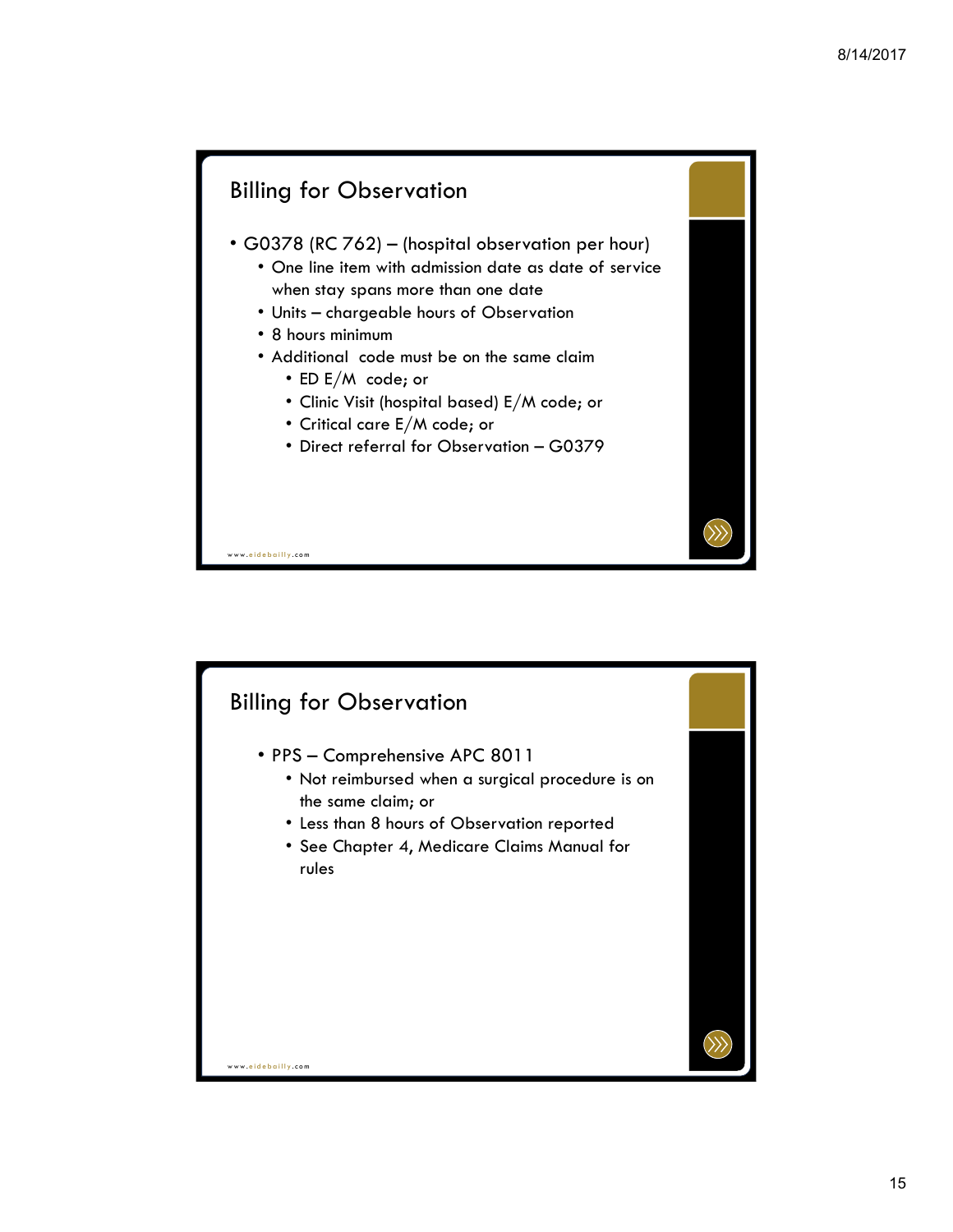## Billing for Observation

- G0378 (RC 762) – (hospital observation per hour)
  - One line item with admission date as date of service when stay spans more than one date
  - Units – chargeable hours of Observation
  - 8 hours minimum
  - Additional code must be on the same claim
    - ED E/M code; or
    - Clinic Visit (hospital based) E/M code; or
    - Critical care E/M code; or
    - Direct referral for Observation – G0379

## Billing for Observation

- PPS – Comprehensive APC 8011
  - Not reimbursed when a surgical procedure is on the same claim; or
  - Less than 8 hours of Observation reported
  - See Chapter 4, Medicare Claims Manual for rules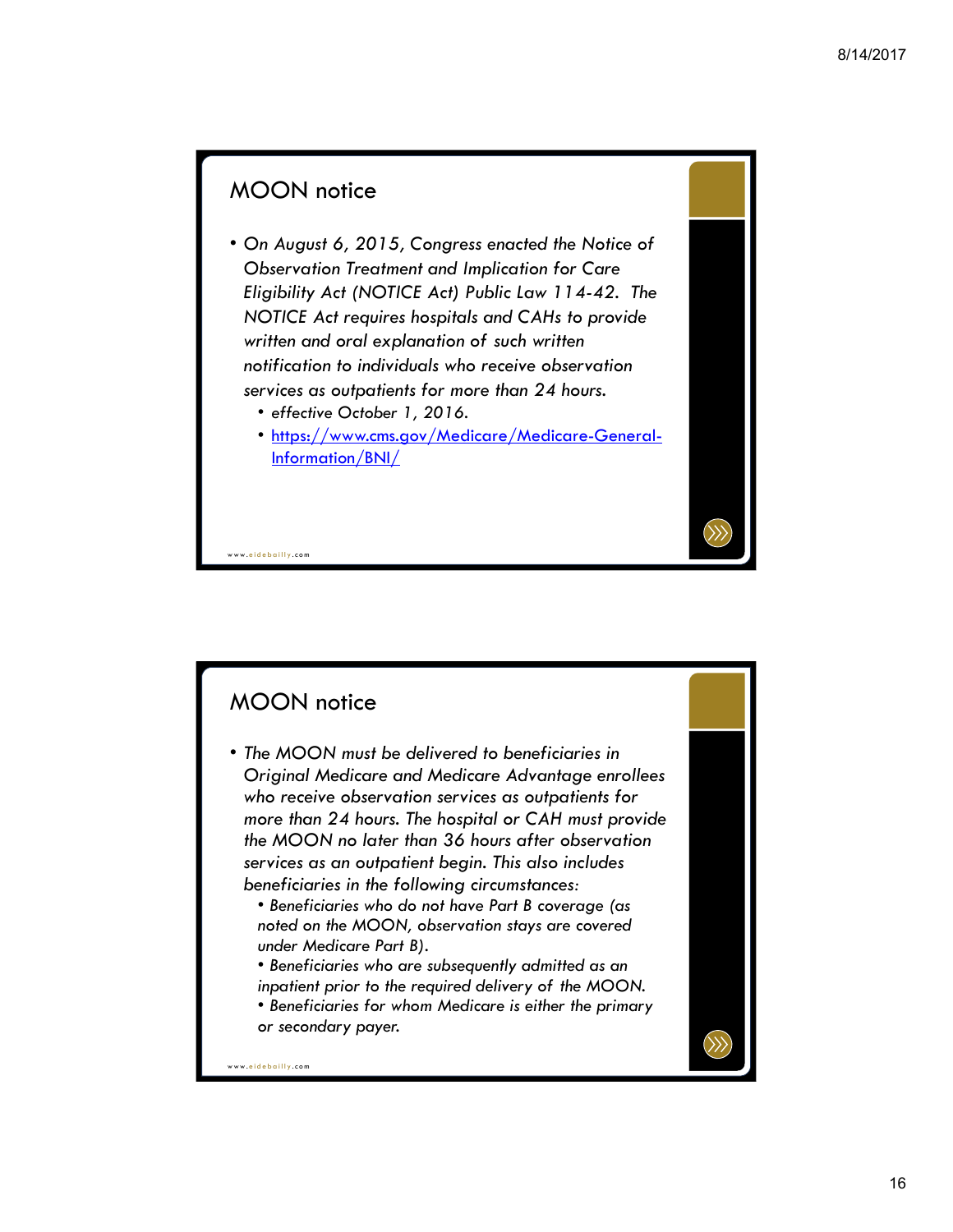## MOON notice

- *On August 6, 2015, Congress enacted the Notice of Observation Treatment and Implication for Care Eligibility Act (NOTICE Act) Public Law 114-42. The NOTICE Act requires hospitals and CAHs to provide written and oral explanation of such written notification to individuals who receive observation services as outpatients for more than 24 hours.*
  - *effective October 1, 2016.*
  - https://www.cms.gov/Medicare/Medicare-General-Information/BNI/

www.eidebailly.com

## MOON notice

- *The MOON must be delivered to beneficiaries in Original Medicare and Medicare Advantage enrollees who receive observation services as outpatients for more than 24 hours. The hospital or CAH must provide the MOON no later than 36 hours after observation services as an outpatient begin. This also includes beneficiaries in the following circumstances:*
  - *Beneficiaries who do not have Part B coverage (as noted on the MOON, observation stays are covered under Medicare Part B).*
  - *Beneficiaries who are subsequently admitted as an inpatient prior to the required delivery of the MOON.*
  - *Beneficiaries for whom Medicare is either the primary or secondary payer.*

www.eidebailly.com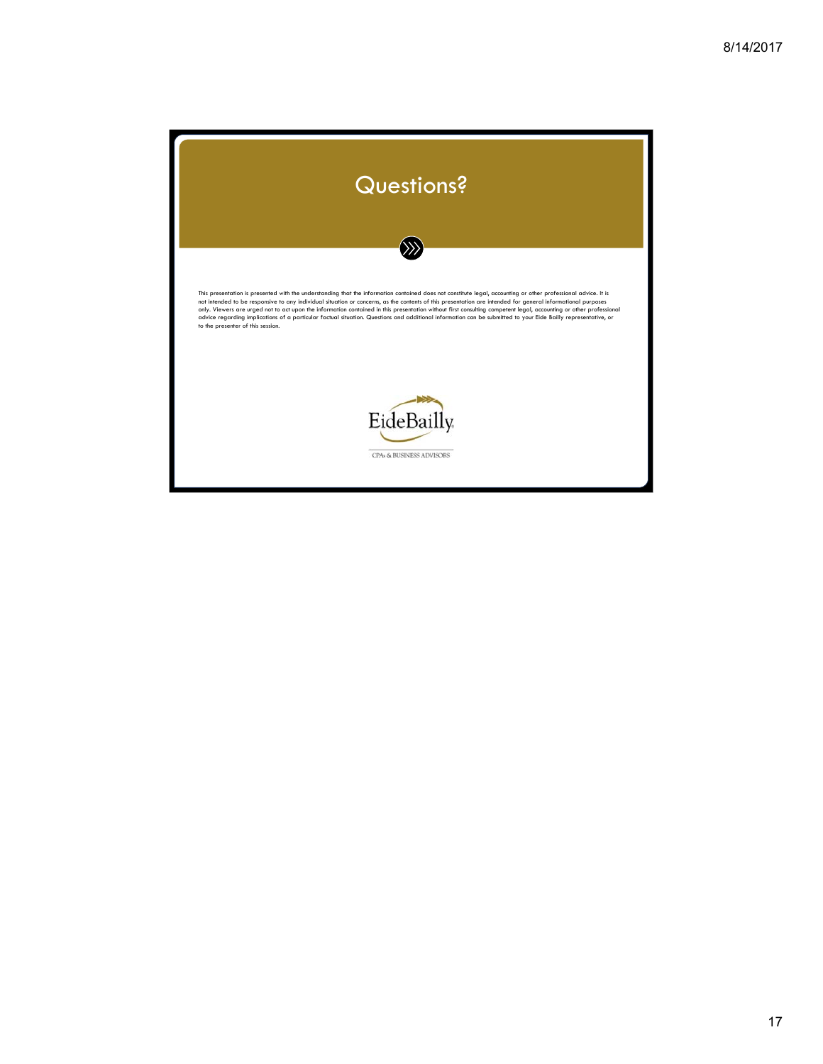# Questions?

This presentation is presented with the understanding that the information contained does not constitute legal, accounting or other professional advice. It is not intended to be responsive to any individual situation or concerns, as the contents of this presentation are intended for general informational purposes only. Viewers are urged not to act upon the information contained in this presentation without first consulting competent legal, accounting or other professional advice regarding implications of a particular factual situation. Questions and additional information can be submitted to your Eide Bailly representative, or to the presenter of this session.

EideBailly

CPAs & BUSINESS ADVISORS